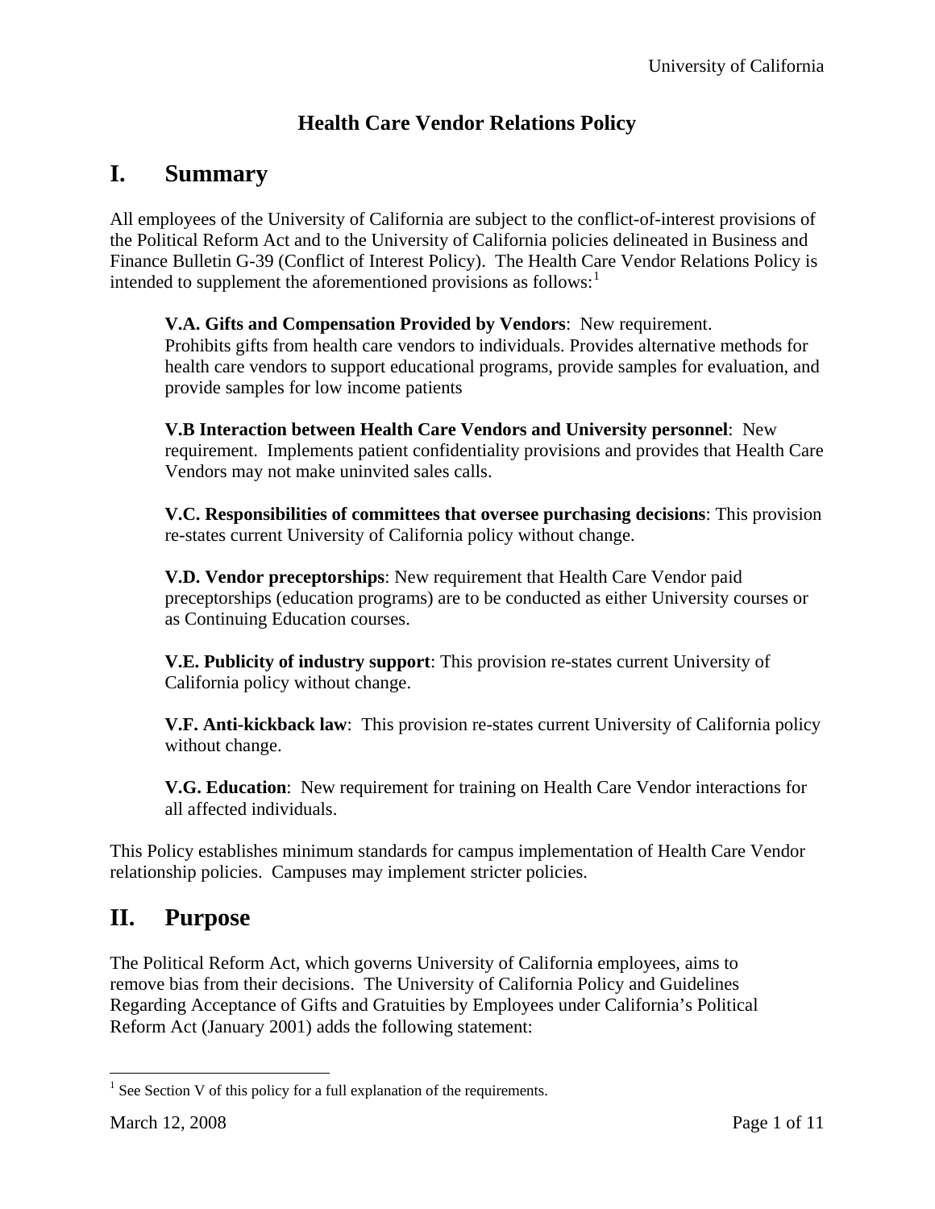# Health Care Vendor Relations Policy

## I. Summary

All employees of the University of California are subject to the conflict-of-interest provisions of the Political Reform Act and to the University of California policies delineated in Business and Finance Bulletin G-39 (Conflict of Interest Policy). The Health Care Vendor Relations Policy is intended to supplement the aforementioned provisions as follows:[1]

**V.A. Gifts and Compensation Provided by Vendors**: New requirement. Prohibits gifts from health care vendors to individuals. Provides alternative methods for health care vendors to support educational programs, provide samples for evaluation, and provide samples for low income patients

**V.B Interaction between Health Care Vendors and University personnel**: New requirement. Implements patient confidentiality provisions and provides that Health Care Vendors may not make uninvited sales calls.

**V.C. Responsibilities of committees that oversee purchasing decisions**: This provision re-states current University of California policy without change.

**V.D. Vendor preceptorships**: New requirement that Health Care Vendor paid preceptorships (education programs) are to be conducted as either University courses or as Continuing Education courses.

**V.E. Publicity of industry support**: This provision re-states current University of California policy without change.

**V.F. Anti-kickback law**: This provision re-states current University of California policy without change.

**V.G. Education**: New requirement for training on Health Care Vendor interactions for all affected individuals.

This Policy establishes minimum standards for campus implementation of Health Care Vendor relationship policies. Campuses may implement stricter policies.

## II. Purpose

The Political Reform Act, which governs University of California employees, aims to remove bias from their decisions. The University of California Policy and Guidelines Regarding Acceptance of Gifts and Gratuities by Employees under California's Political Reform Act (January 2001) adds the following statement:

---

[1] See Section V of this policy for a full explanation of the requirements.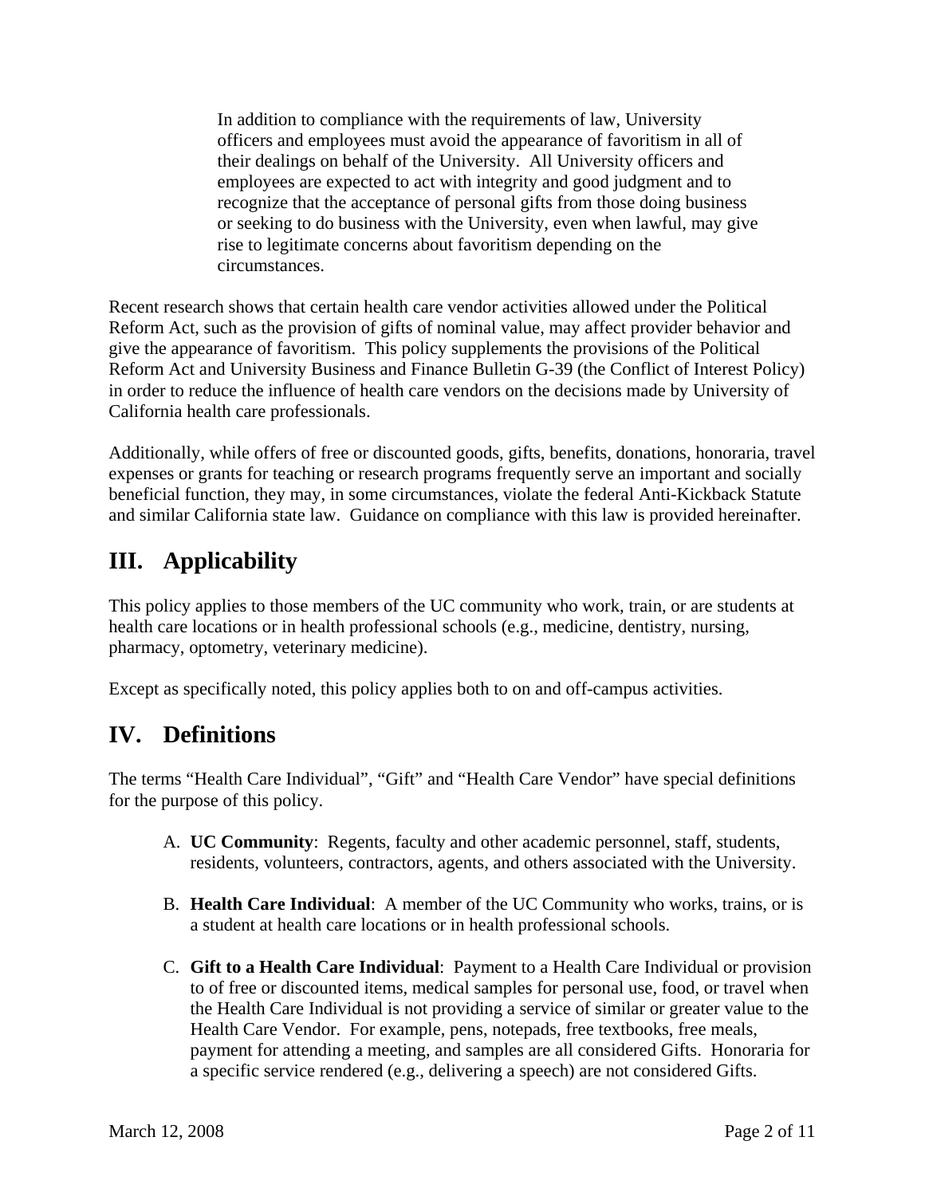> In addition to compliance with the requirements of law, University officers and employees must avoid the appearance of favoritism in all of their dealings on behalf of the University. All University officers and employees are expected to act with integrity and good judgment and to recognize that the acceptance of personal gifts from those doing business or seeking to do business with the University, even when lawful, may give rise to legitimate concerns about favoritism depending on the circumstances.

Recent research shows that certain health care vendor activities allowed under the Political Reform Act, such as the provision of gifts of nominal value, may affect provider behavior and give the appearance of favoritism. This policy supplements the provisions of the Political Reform Act and University Business and Finance Bulletin G-39 (the Conflict of Interest Policy) in order to reduce the influence of health care vendors on the decisions made by University of California health care professionals.

Additionally, while offers of free or discounted goods, gifts, benefits, donations, honoraria, travel expenses or grants for teaching or research programs frequently serve an important and socially beneficial function, they may, in some circumstances, violate the federal Anti-Kickback Statute and similar California state law. Guidance on compliance with this law is provided hereinafter.

# III. Applicability

This policy applies to those members of the UC community who work, train, or are students at health care locations or in health professional schools (e.g., medicine, dentistry, nursing, pharmacy, optometry, veterinary medicine).

Except as specifically noted, this policy applies both to on and off-campus activities.

# IV. Definitions

The terms "Health Care Individual", "Gift" and "Health Care Vendor" have special definitions for the purpose of this policy.

A. **UC Community**: Regents, faculty and other academic personnel, staff, students, residents, volunteers, contractors, agents, and others associated with the University.

B. **Health Care Individual**: A member of the UC Community who works, trains, or is a student at health care locations or in health professional schools.

C. **Gift to a Health Care Individual**: Payment to a Health Care Individual or provision to of free or discounted items, medical samples for personal use, food, or travel when the Health Care Individual is not providing a service of similar or greater value to the Health Care Vendor. For example, pens, notepads, free textbooks, free meals, payment for attending a meeting, and samples are all considered Gifts. Honoraria for a specific service rendered (e.g., delivering a speech) are not considered Gifts.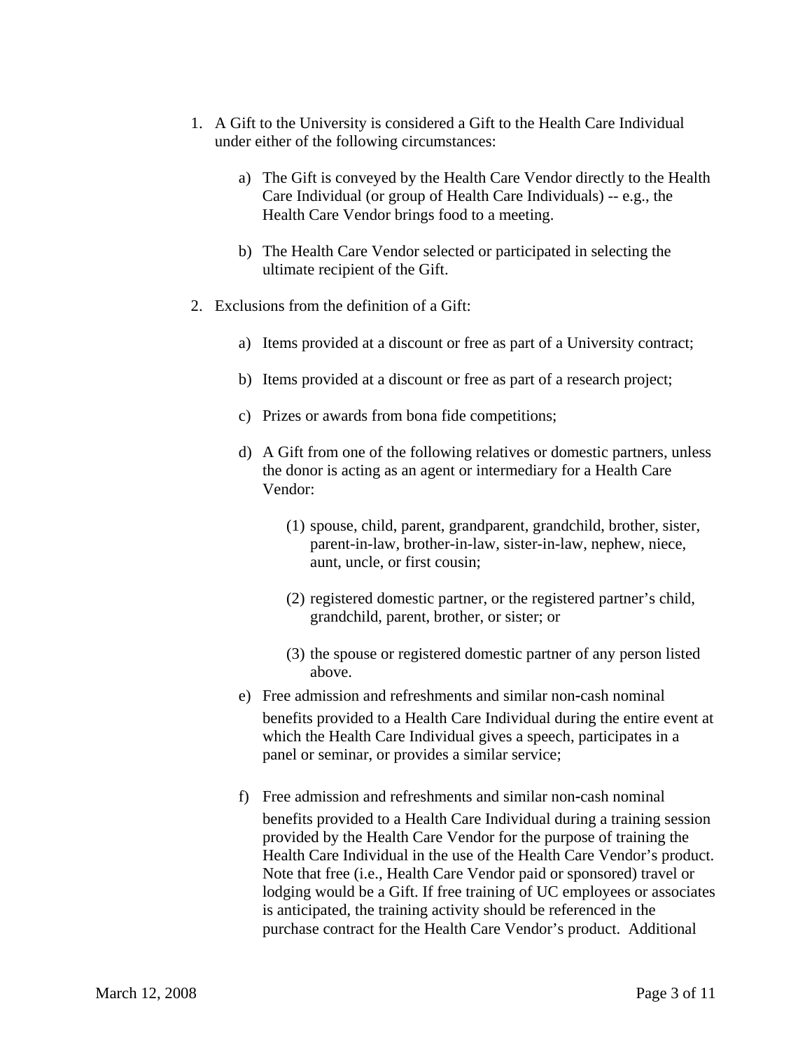1. A Gift to the University is considered a Gift to the Health Care Individual under either of the following circumstances:

    a) The Gift is conveyed by the Health Care Vendor directly to the Health Care Individual (or group of Health Care Individuals) -- e.g., the Health Care Vendor brings food to a meeting.

    b) The Health Care Vendor selected or participated in selecting the ultimate recipient of the Gift.

2. Exclusions from the definition of a Gift:

    a) Items provided at a discount or free as part of a University contract;

    b) Items provided at a discount or free as part of a research project;

    c) Prizes or awards from bona fide competitions;

    d) A Gift from one of the following relatives or domestic partners, unless the donor is acting as an agent or intermediary for a Health Care Vendor:

        (1) spouse, child, parent, grandparent, grandchild, brother, sister, parent-in-law, brother-in-law, sister-in-law, nephew, niece, aunt, uncle, or first cousin;

        (2) registered domestic partner, or the registered partner's child, grandchild, parent, brother, or sister; or

        (3) the spouse or registered domestic partner of any person listed above.

    e) Free admission and refreshments and similar non-cash nominal benefits provided to a Health Care Individual during the entire event at which the Health Care Individual gives a speech, participates in a panel or seminar, or provides a similar service;

    f) Free admission and refreshments and similar non-cash nominal benefits provided to a Health Care Individual during a training session provided by the Health Care Vendor for the purpose of training the Health Care Individual in the use of the Health Care Vendor's product. Note that free (i.e., Health Care Vendor paid or sponsored) travel or lodging would be a Gift. If free training of UC employees or associates is anticipated, the training activity should be referenced in the purchase contract for the Health Care Vendor's product. Additional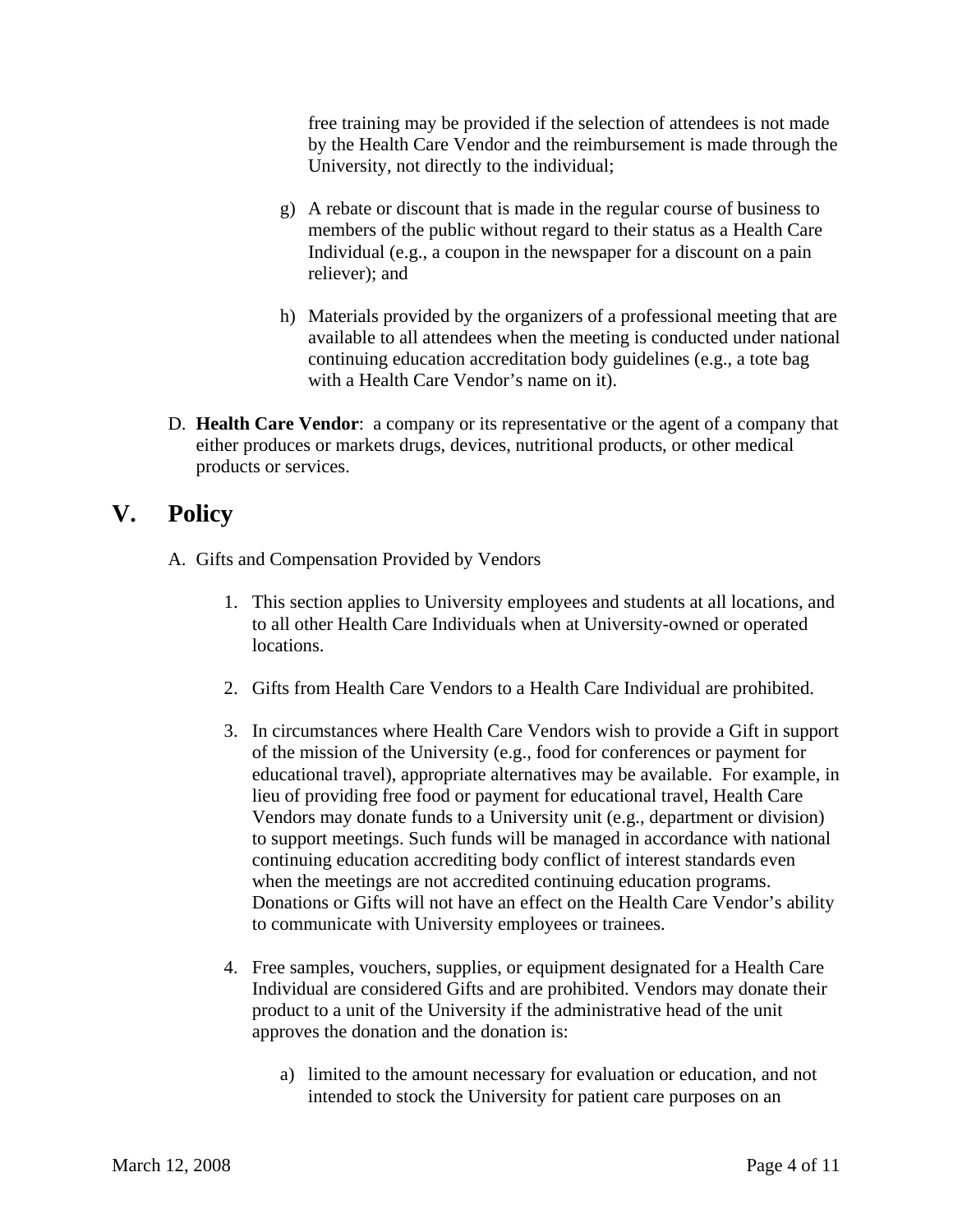free training may be provided if the selection of attendees is not made by the Health Care Vendor and the reimbursement is made through the University, not directly to the individual;

g) A rebate or discount that is made in the regular course of business to members of the public without regard to their status as a Health Care Individual (e.g., a coupon in the newspaper for a discount on a pain reliever); and

h) Materials provided by the organizers of a professional meeting that are available to all attendees when the meeting is conducted under national continuing education accreditation body guidelines (e.g., a tote bag with a Health Care Vendor's name on it).

D. **Health Care Vendor**: a company or its representative or the agent of a company that either produces or markets drugs, devices, nutritional products, or other medical products or services.

# V. Policy

A. Gifts and Compensation Provided by Vendors

1. This section applies to University employees and students at all locations, and to all other Health Care Individuals when at University-owned or operated locations.

2. Gifts from Health Care Vendors to a Health Care Individual are prohibited.

3. In circumstances where Health Care Vendors wish to provide a Gift in support of the mission of the University (e.g., food for conferences or payment for educational travel), appropriate alternatives may be available. For example, in lieu of providing free food or payment for educational travel, Health Care Vendors may donate funds to a University unit (e.g., department or division) to support meetings. Such funds will be managed in accordance with national continuing education accrediting body conflict of interest standards even when the meetings are not accredited continuing education programs. Donations or Gifts will not have an effect on the Health Care Vendor's ability to communicate with University employees or trainees.

4. Free samples, vouchers, supplies, or equipment designated for a Health Care Individual are considered Gifts and are prohibited. Vendors may donate their product to a unit of the University if the administrative head of the unit approves the donation and the donation is:

   a) limited to the amount necessary for evaluation or education, and not intended to stock the University for patient care purposes on an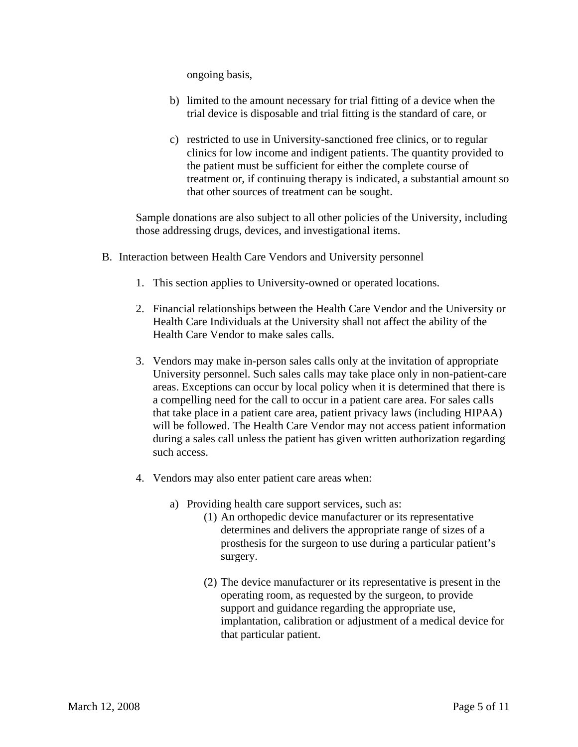ongoing basis,

b) limited to the amount necessary for trial fitting of a device when the trial device is disposable and trial fitting is the standard of care, or

c) restricted to use in University-sanctioned free clinics, or to regular clinics for low income and indigent patients. The quantity provided to the patient must be sufficient for either the complete course of treatment or, if continuing therapy is indicated, a substantial amount so that other sources of treatment can be sought.

Sample donations are also subject to all other policies of the University, including those addressing drugs, devices, and investigational items.

B. Interaction between Health Care Vendors and University personnel

1. This section applies to University-owned or operated locations.

2. Financial relationships between the Health Care Vendor and the University or Health Care Individuals at the University shall not affect the ability of the Health Care Vendor to make sales calls.

3. Vendors may make in-person sales calls only at the invitation of appropriate University personnel. Such sales calls may take place only in non-patient-care areas. Exceptions can occur by local policy when it is determined that there is a compelling need for the call to occur in a patient care area. For sales calls that take place in a patient care area, patient privacy laws (including HIPAA) will be followed. The Health Care Vendor may not access patient information during a sales call unless the patient has given written authorization regarding such access.

4. Vendors may also enter patient care areas when:

   a) Providing health care support services, such as:

      (1) An orthopedic device manufacturer or its representative determines and delivers the appropriate range of sizes of a prosthesis for the surgeon to use during a particular patient's surgery.

      (2) The device manufacturer or its representative is present in the operating room, as requested by the surgeon, to provide support and guidance regarding the appropriate use, implantation, calibration or adjustment of a medical device for that particular patient.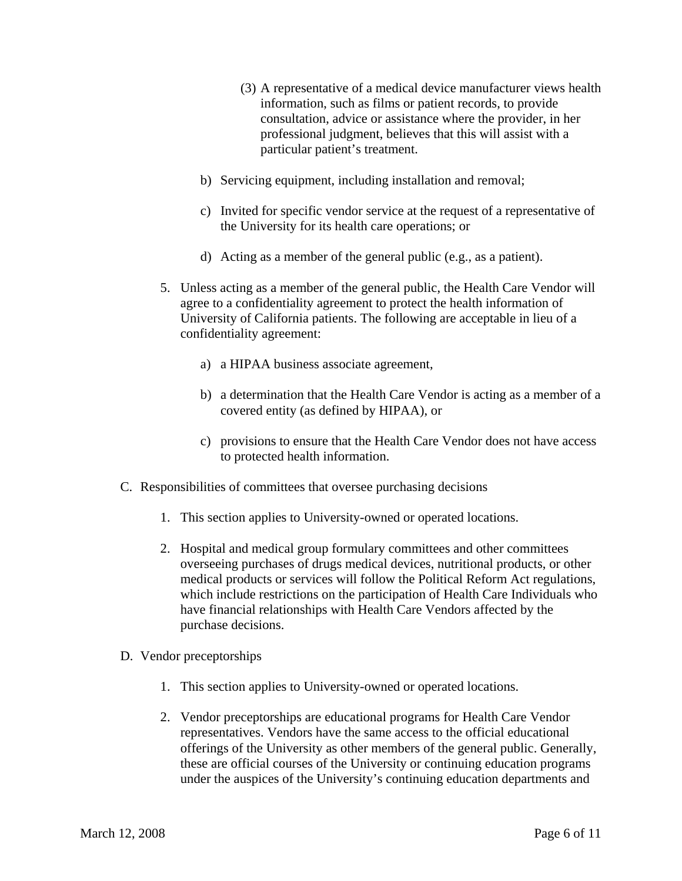(3) A representative of a medical device manufacturer views health information, such as films or patient records, to provide consultation, advice or assistance where the provider, in her professional judgment, believes that this will assist with a particular patient's treatment.

b) Servicing equipment, including installation and removal;

c) Invited for specific vendor service at the request of a representative of the University for its health care operations; or

d) Acting as a member of the general public (e.g., as a patient).

5. Unless acting as a member of the general public, the Health Care Vendor will agree to a confidentiality agreement to protect the health information of University of California patients. The following are acceptable in lieu of a confidentiality agreement:

   a) a HIPAA business associate agreement,

   b) a determination that the Health Care Vendor is acting as a member of a covered entity (as defined by HIPAA), or

   c) provisions to ensure that the Health Care Vendor does not have access to protected health information.

C. Responsibilities of committees that oversee purchasing decisions

   1. This section applies to University-owned or operated locations.

   2. Hospital and medical group formulary committees and other committees overseeing purchases of drugs medical devices, nutritional products, or other medical products or services will follow the Political Reform Act regulations, which include restrictions on the participation of Health Care Individuals who have financial relationships with Health Care Vendors affected by the purchase decisions.

D. Vendor preceptorships

   1. This section applies to University-owned or operated locations.

   2. Vendor preceptorships are educational programs for Health Care Vendor representatives. Vendors have the same access to the official educational offerings of the University as other members of the general public. Generally, these are official courses of the University or continuing education programs under the auspices of the University's continuing education departments and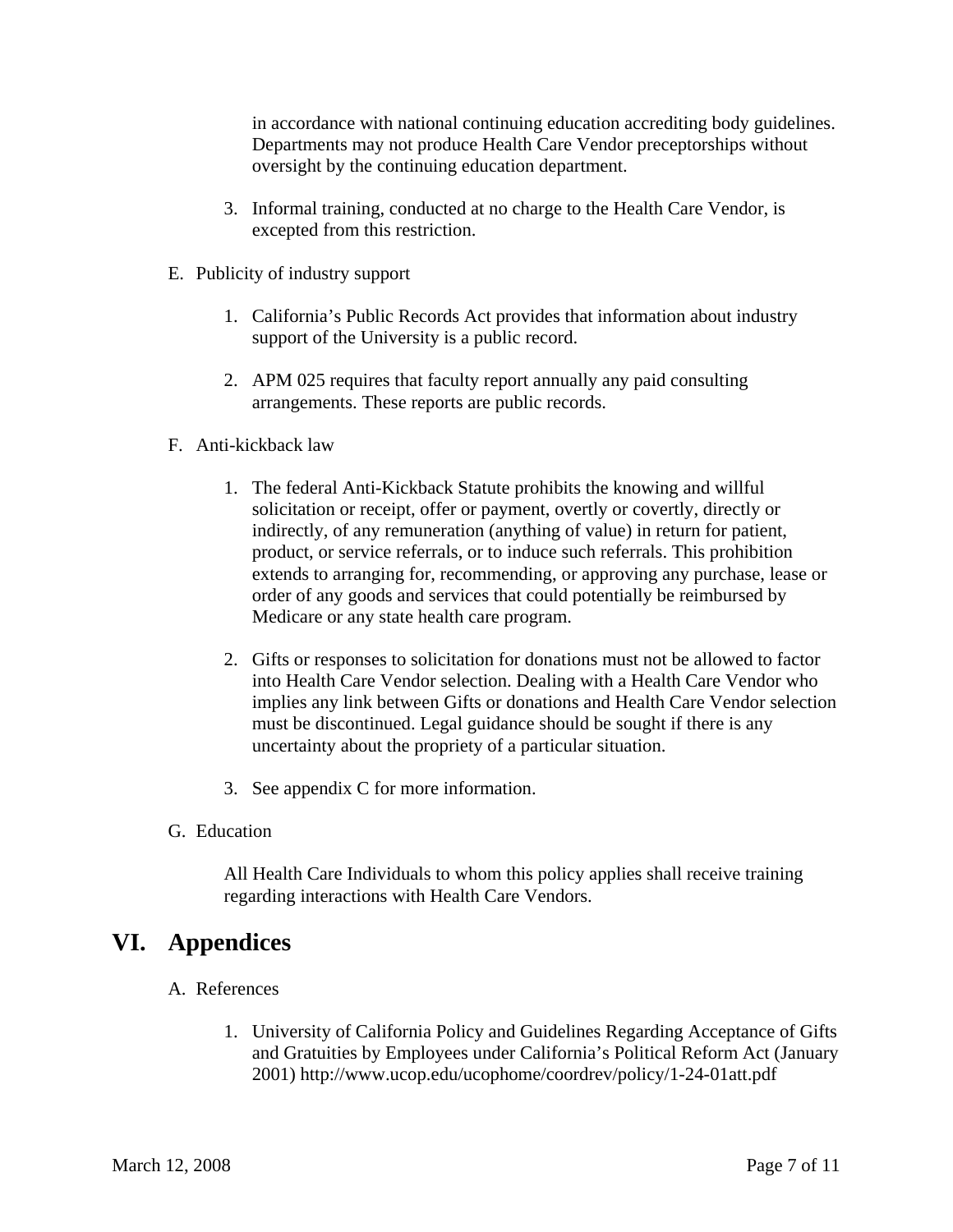in accordance with national continuing education accrediting body guidelines. Departments may not produce Health Care Vendor preceptorships without oversight by the continuing education department.

3. Informal training, conducted at no charge to the Health Care Vendor, is excepted from this restriction.

E. Publicity of industry support

1. California's Public Records Act provides that information about industry support of the University is a public record.

2. APM 025 requires that faculty report annually any paid consulting arrangements. These reports are public records.

F. Anti-kickback law

1. The federal Anti-Kickback Statute prohibits the knowing and willful solicitation or receipt, offer or payment, overtly or covertly, directly or indirectly, of any remuneration (anything of value) in return for patient, product, or service referrals, or to induce such referrals. This prohibition extends to arranging for, recommending, or approving any purchase, lease or order of any goods and services that could potentially be reimbursed by Medicare or any state health care program.

2. Gifts or responses to solicitation for donations must not be allowed to factor into Health Care Vendor selection. Dealing with a Health Care Vendor who implies any link between Gifts or donations and Health Care Vendor selection must be discontinued. Legal guidance should be sought if there is any uncertainty about the propriety of a particular situation.

3. See appendix C for more information.

G. Education

All Health Care Individuals to whom this policy applies shall receive training regarding interactions with Health Care Vendors.

# VI. Appendices

A. References

1. University of California Policy and Guidelines Regarding Acceptance of Gifts and Gratuities by Employees under California's Political Reform Act (January 2001) http://www.ucop.edu/ucophome/coordrev/policy/1-24-01att.pdf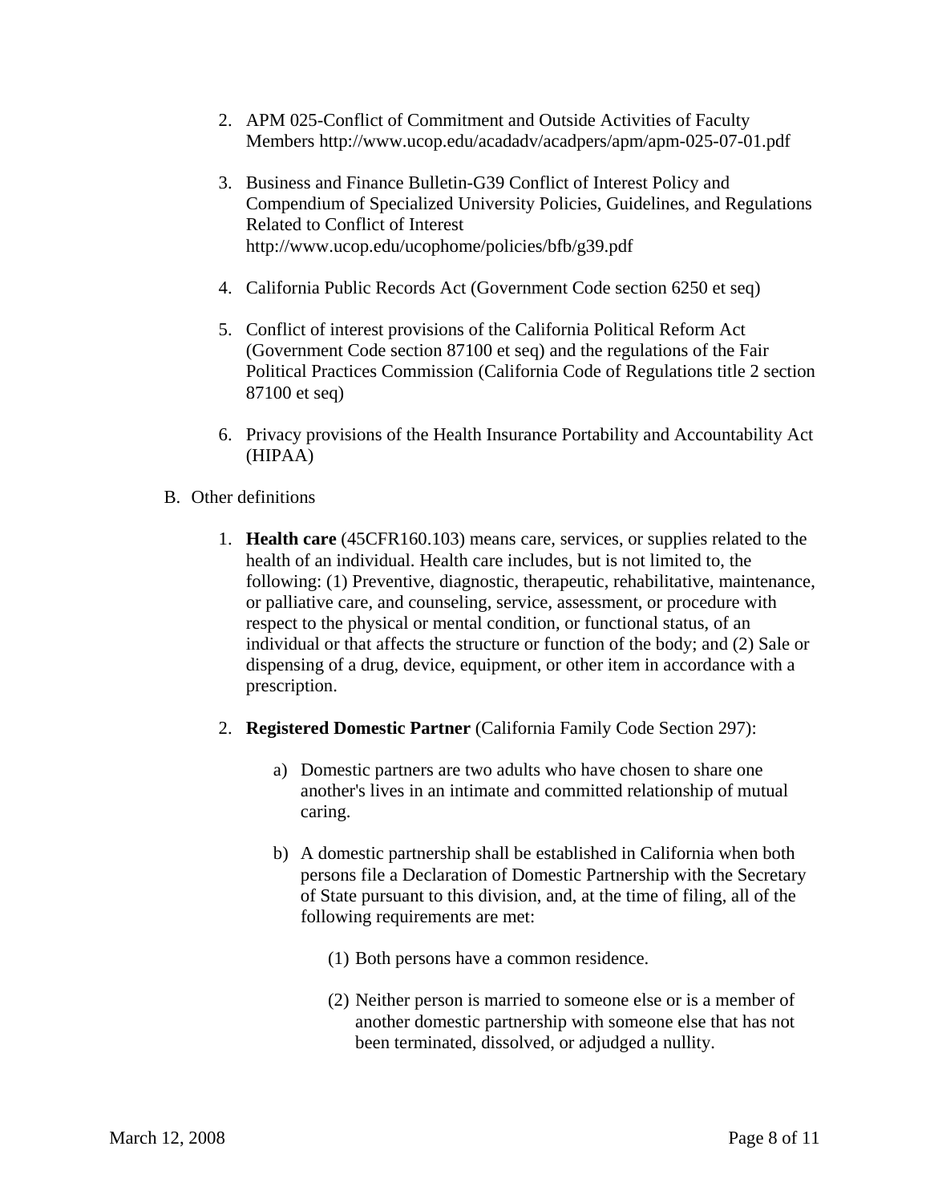2. APM 025-Conflict of Commitment and Outside Activities of Faculty Members http://www.ucop.edu/acadadv/acadpers/apm/apm-025-07-01.pdf

3. Business and Finance Bulletin-G39 Conflict of Interest Policy and Compendium of Specialized University Policies, Guidelines, and Regulations Related to Conflict of Interest http://www.ucop.edu/ucophome/policies/bfb/g39.pdf

4. California Public Records Act (Government Code section 6250 et seq)

5. Conflict of interest provisions of the California Political Reform Act (Government Code section 87100 et seq) and the regulations of the Fair Political Practices Commission (California Code of Regulations title 2 section 87100 et seq)

6. Privacy provisions of the Health Insurance Portability and Accountability Act (HIPAA)

B. Other definitions

1. **Health care** (45CFR160.103) means care, services, or supplies related to the health of an individual. Health care includes, but is not limited to, the following: (1) Preventive, diagnostic, therapeutic, rehabilitative, maintenance, or palliative care, and counseling, service, assessment, or procedure with respect to the physical or mental condition, or functional status, of an individual or that affects the structure or function of the body; and (2) Sale or dispensing of a drug, device, equipment, or other item in accordance with a prescription.

2. **Registered Domestic Partner** (California Family Code Section 297):

   a) Domestic partners are two adults who have chosen to share one another's lives in an intimate and committed relationship of mutual caring.

   b) A domestic partnership shall be established in California when both persons file a Declaration of Domestic Partnership with the Secretary of State pursuant to this division, and, at the time of filing, all of the following requirements are met:

      (1) Both persons have a common residence.

      (2) Neither person is married to someone else or is a member of another domestic partnership with someone else that has not been terminated, dissolved, or adjudged a nullity.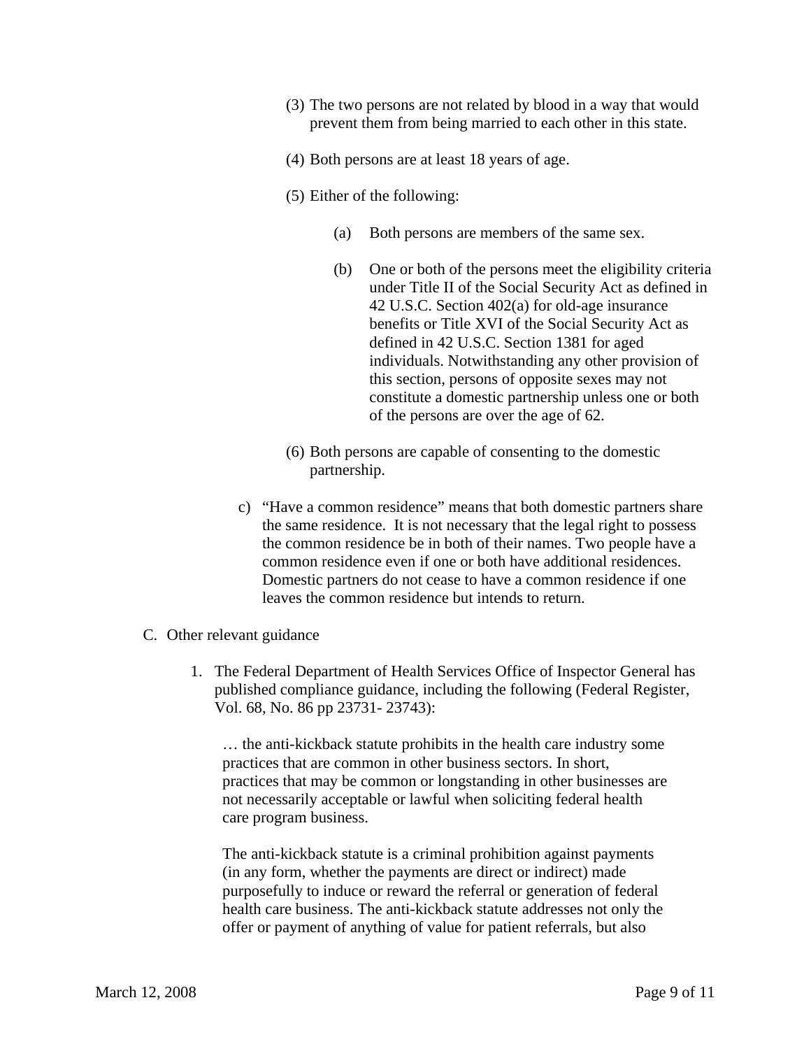(3) The two persons are not related by blood in a way that would prevent them from being married to each other in this state.

(4) Both persons are at least 18 years of age.

(5) Either of the following:

  (a) Both persons are members of the same sex.

  (b) One or both of the persons meet the eligibility criteria under Title II of the Social Security Act as defined in 42 U.S.C. Section 402(a) for old-age insurance benefits or Title XVI of the Social Security Act as defined in 42 U.S.C. Section 1381 for aged individuals. Notwithstanding any other provision of this section, persons of opposite sexes may not constitute a domestic partnership unless one or both of the persons are over the age of 62.

(6) Both persons are capable of consenting to the domestic partnership.

c) "Have a common residence" means that both domestic partners share the same residence. It is not necessary that the legal right to possess the common residence be in both of their names. Two people have a common residence even if one or both have additional residences. Domestic partners do not cease to have a common residence if one leaves the common residence but intends to return.

C. Other relevant guidance

1. The Federal Department of Health Services Office of Inspector General has published compliance guidance, including the following (Federal Register, Vol. 68, No. 86 pp 23731- 23743):

> … the anti-kickback statute prohibits in the health care industry some practices that are common in other business sectors. In short, practices that may be common or longstanding in other businesses are not necessarily acceptable or lawful when soliciting federal health care program business.
>
> The anti-kickback statute is a criminal prohibition against payments (in any form, whether the payments are direct or indirect) made purposefully to induce or reward the referral or generation of federal health care business. The anti-kickback statute addresses not only the offer or payment of anything of value for patient referrals, but also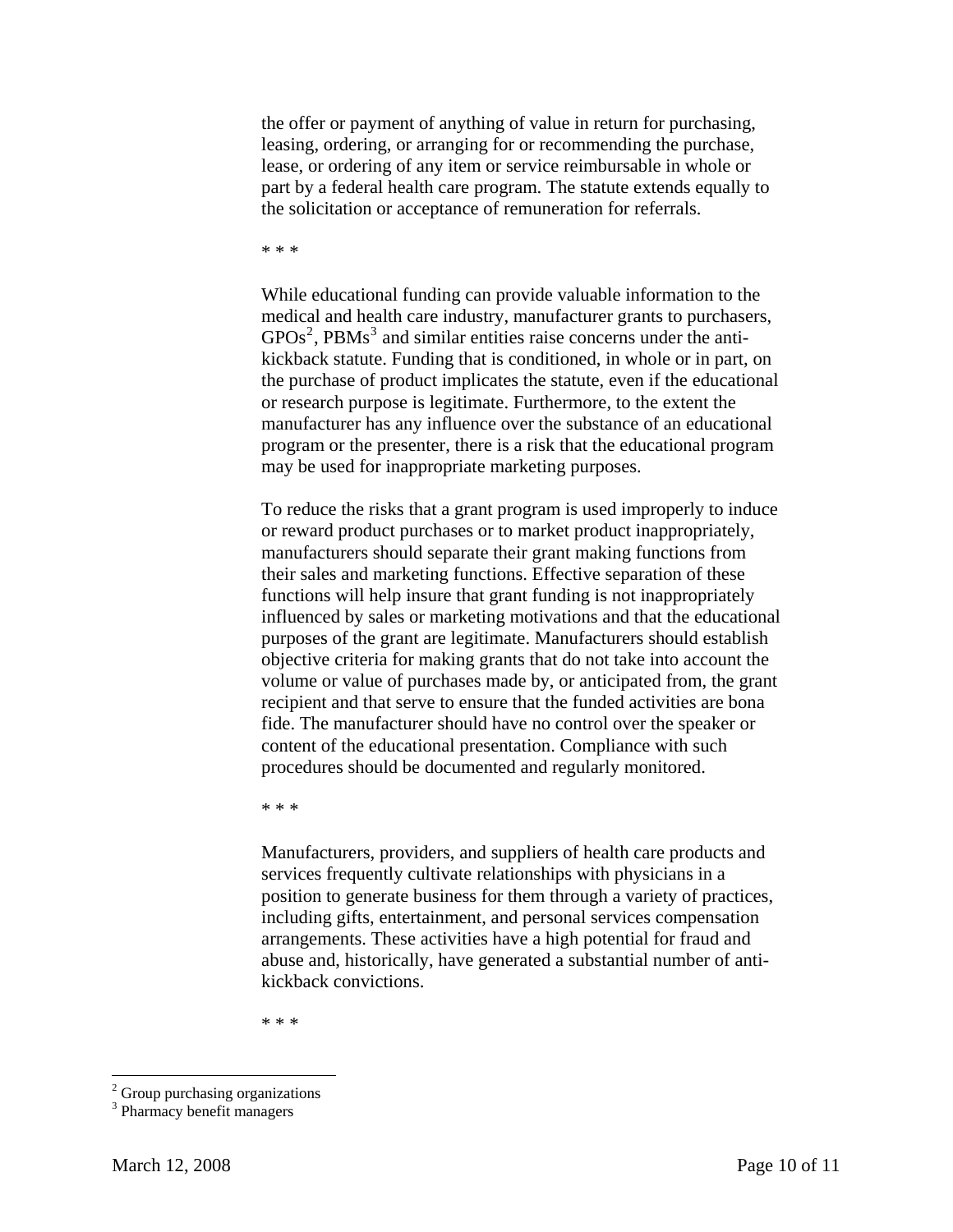the offer or payment of anything of value in return for purchasing, leasing, ordering, or arranging for or recommending the purchase, lease, or ordering of any item or service reimbursable in whole or part by a federal health care program. The statute extends equally to the solicitation or acceptance of remuneration for referrals.

* * *

While educational funding can provide valuable information to the medical and health care industry, manufacturer grants to purchasers, GPOs[2], PBMs[3] and similar entities raise concerns under the anti-kickback statute. Funding that is conditioned, in whole or in part, on the purchase of product implicates the statute, even if the educational or research purpose is legitimate. Furthermore, to the extent the manufacturer has any influence over the substance of an educational program or the presenter, there is a risk that the educational program may be used for inappropriate marketing purposes.

To reduce the risks that a grant program is used improperly to induce or reward product purchases or to market product inappropriately, manufacturers should separate their grant making functions from their sales and marketing functions. Effective separation of these functions will help insure that grant funding is not inappropriately influenced by sales or marketing motivations and that the educational purposes of the grant are legitimate. Manufacturers should establish objective criteria for making grants that do not take into account the volume or value of purchases made by, or anticipated from, the grant recipient and that serve to ensure that the funded activities are bona fide. The manufacturer should have no control over the speaker or content of the educational presentation. Compliance with such procedures should be documented and regularly monitored.

* * *

Manufacturers, providers, and suppliers of health care products and services frequently cultivate relationships with physicians in a position to generate business for them through a variety of practices, including gifts, entertainment, and personal services compensation arrangements. These activities have a high potential for fraud and abuse and, historically, have generated a substantial number of anti-kickback convictions.

* * *

[2] Group purchasing organizations

[3] Pharmacy benefit managers

March 12, 2008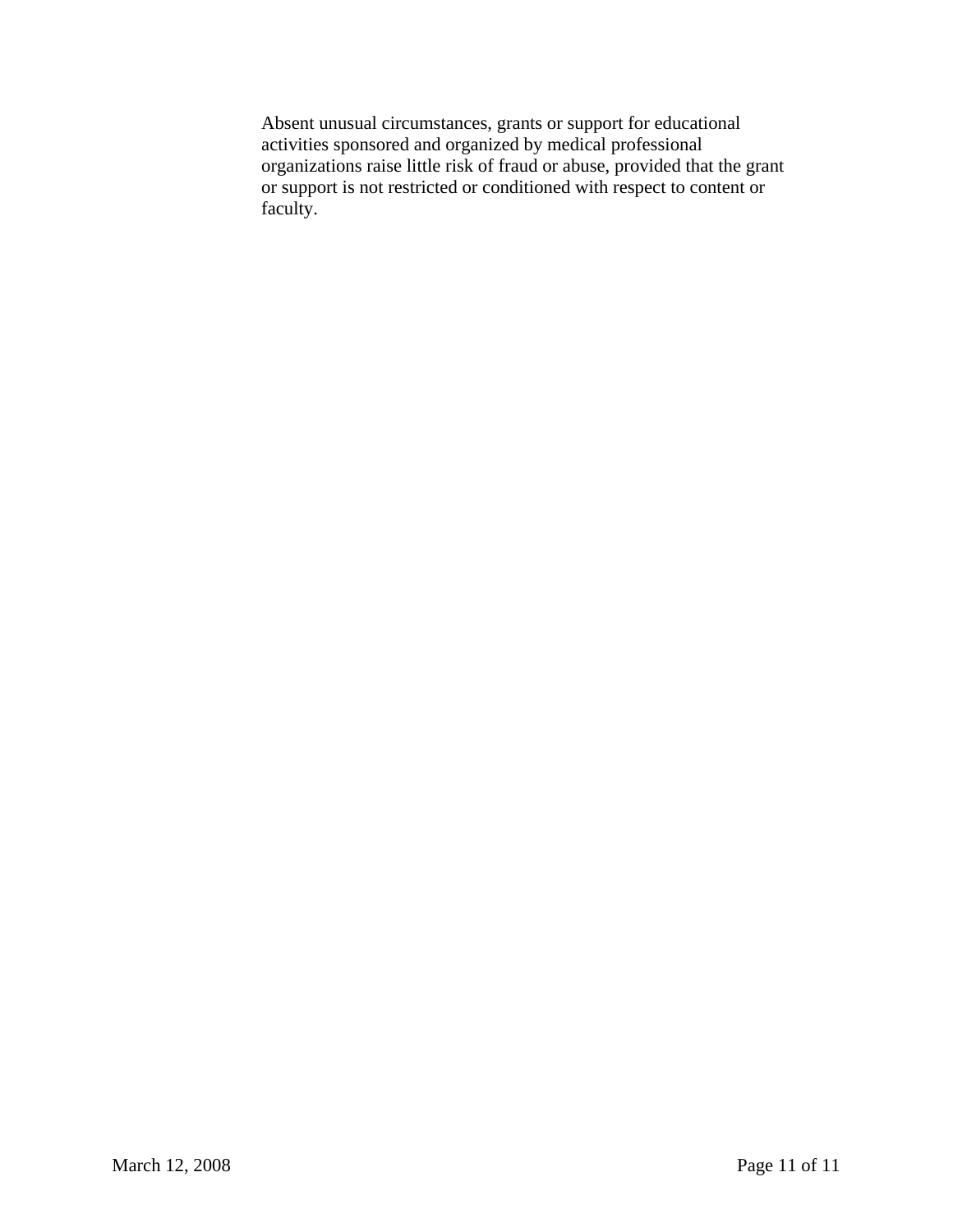Absent unusual circumstances, grants or support for educational activities sponsored and organized by medical professional organizations raise little risk of fraud or abuse, provided that the grant or support is not restricted or conditioned with respect to content or faculty.